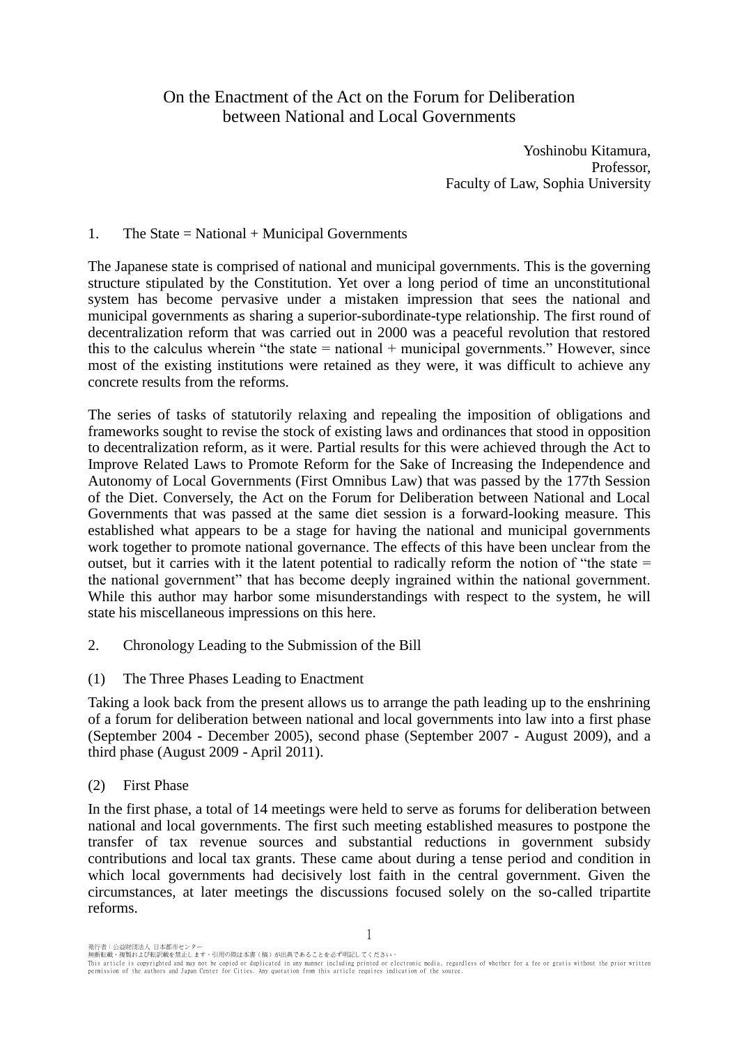# On the Enactment of the Act on the Forum for Deliberation between National and Local Governments

Yoshinobu Kitamura,
Professor,
Faculty of Law, Sophia University

## 1. The State = National + Municipal Governments

The Japanese state is comprised of national and municipal governments. This is the governing structure stipulated by the Constitution. Yet over a long period of time an unconstitutional system has become pervasive under a mistaken impression that sees the national and municipal governments as sharing a superior-subordinate-type relationship. The first round of decentralization reform that was carried out in 2000 was a peaceful revolution that restored this to the calculus wherein "the state = national + municipal governments." However, since most of the existing institutions were retained as they were, it was difficult to achieve any concrete results from the reforms.

The series of tasks of statutorily relaxing and repealing the imposition of obligations and frameworks sought to revise the stock of existing laws and ordinances that stood in opposition to decentralization reform, as it were. Partial results for this were achieved through the Act to Improve Related Laws to Promote Reform for the Sake of Increasing the Independence and Autonomy of Local Governments (First Omnibus Law) that was passed by the 177th Session of the Diet. Conversely, the Act on the Forum for Deliberation between National and Local Governments that was passed at the same diet session is a forward-looking measure. This established what appears to be a stage for having the national and municipal governments work together to promote national governance. The effects of this have been unclear from the outset, but it carries with it the latent potential to radically reform the notion of "the state = the national government" that has become deeply ingrained within the national government. While this author may harbor some misunderstandings with respect to the system, he will state his miscellaneous impressions on this here.

## 2. Chronology Leading to the Submission of the Bill

### (1) The Three Phases Leading to Enactment

Taking a look back from the present allows us to arrange the path leading up to the enshrining of a forum for deliberation between national and local governments into law into a first phase (September 2004 - December 2005), second phase (September 2007 - August 2009), and a third phase (August 2009 - April 2011).

### (2) First Phase

In the first phase, a total of 14 meetings were held to serve as forums for deliberation between national and local governments. The first such meeting established measures to postpone the transfer of tax revenue sources and substantial reductions in government subsidy contributions and local tax grants. These came about during a tense period and condition in which local governments had decisively lost faith in the central government. Given the circumstances, at later meetings the discussions focused solely on the so-called tripartite reforms.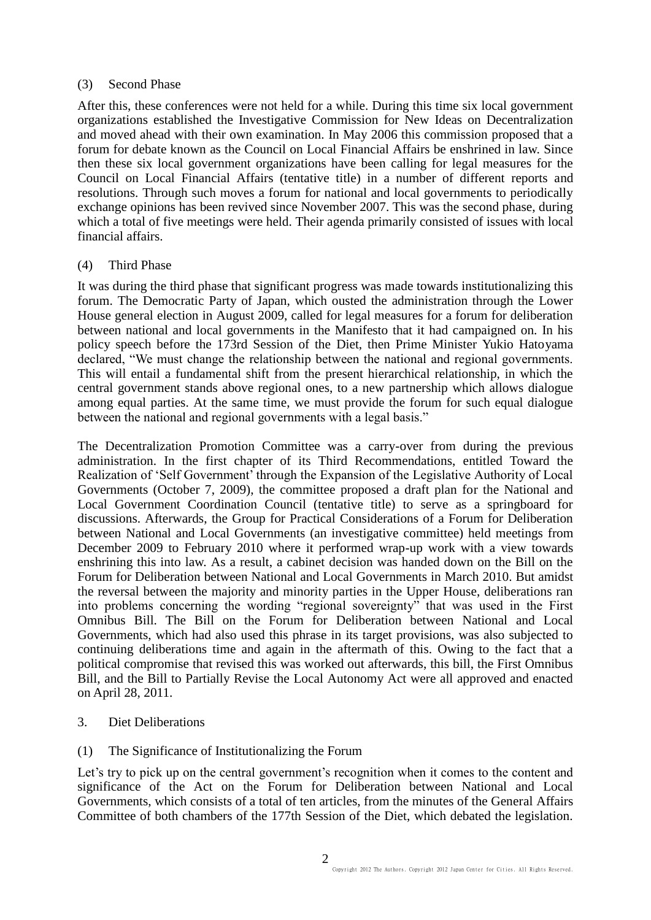### (3) Second Phase

After this, these conferences were not held for a while. During this time six local government organizations established the Investigative Commission for New Ideas on Decentralization and moved ahead with their own examination. In May 2006 this commission proposed that a forum for debate known as the Council on Local Financial Affairs be enshrined in law. Since then these six local government organizations have been calling for legal measures for the Council on Local Financial Affairs (tentative title) in a number of different reports and resolutions. Through such moves a forum for national and local governments to periodically exchange opinions has been revived since November 2007. This was the second phase, during which a total of five meetings were held. Their agenda primarily consisted of issues with local financial affairs.

### (4) Third Phase

It was during the third phase that significant progress was made towards institutionalizing this forum. The Democratic Party of Japan, which ousted the administration through the Lower House general election in August 2009, called for legal measures for a forum for deliberation between national and local governments in the Manifesto that it had campaigned on. In his policy speech before the 173rd Session of the Diet, then Prime Minister Yukio Hatoyama declared, "We must change the relationship between the national and regional governments. This will entail a fundamental shift from the present hierarchical relationship, in which the central government stands above regional ones, to a new partnership which allows dialogue among equal parties. At the same time, we must provide the forum for such equal dialogue between the national and regional governments with a legal basis."

The Decentralization Promotion Committee was a carry-over from during the previous administration. In the first chapter of its Third Recommendations, entitled Toward the Realization of 'Self Government' through the Expansion of the Legislative Authority of Local Governments (October 7, 2009), the committee proposed a draft plan for the National and Local Government Coordination Council (tentative title) to serve as a springboard for discussions. Afterwards, the Group for Practical Considerations of a Forum for Deliberation between National and Local Governments (an investigative committee) held meetings from December 2009 to February 2010 where it performed wrap-up work with a view towards enshrining this into law. As a result, a cabinet decision was handed down on the Bill on the Forum for Deliberation between National and Local Governments in March 2010. But amidst the reversal between the majority and minority parties in the Upper House, deliberations ran into problems concerning the wording "regional sovereignty" that was used in the First Omnibus Bill. The Bill on the Forum for Deliberation between National and Local Governments, which had also used this phrase in its target provisions, was also subjected to continuing deliberations time and again in the aftermath of this. Owing to the fact that a political compromise that revised this was worked out afterwards, this bill, the First Omnibus Bill, and the Bill to Partially Revise the Local Autonomy Act were all approved and enacted on April 28, 2011.

## 3. Diet Deliberations

### (1) The Significance of Institutionalizing the Forum

Let's try to pick up on the central government's recognition when it comes to the content and significance of the Act on the Forum for Deliberation between National and Local Governments, which consists of a total of ten articles, from the minutes of the General Affairs Committee of both chambers of the 177th Session of the Diet, which debated the legislation.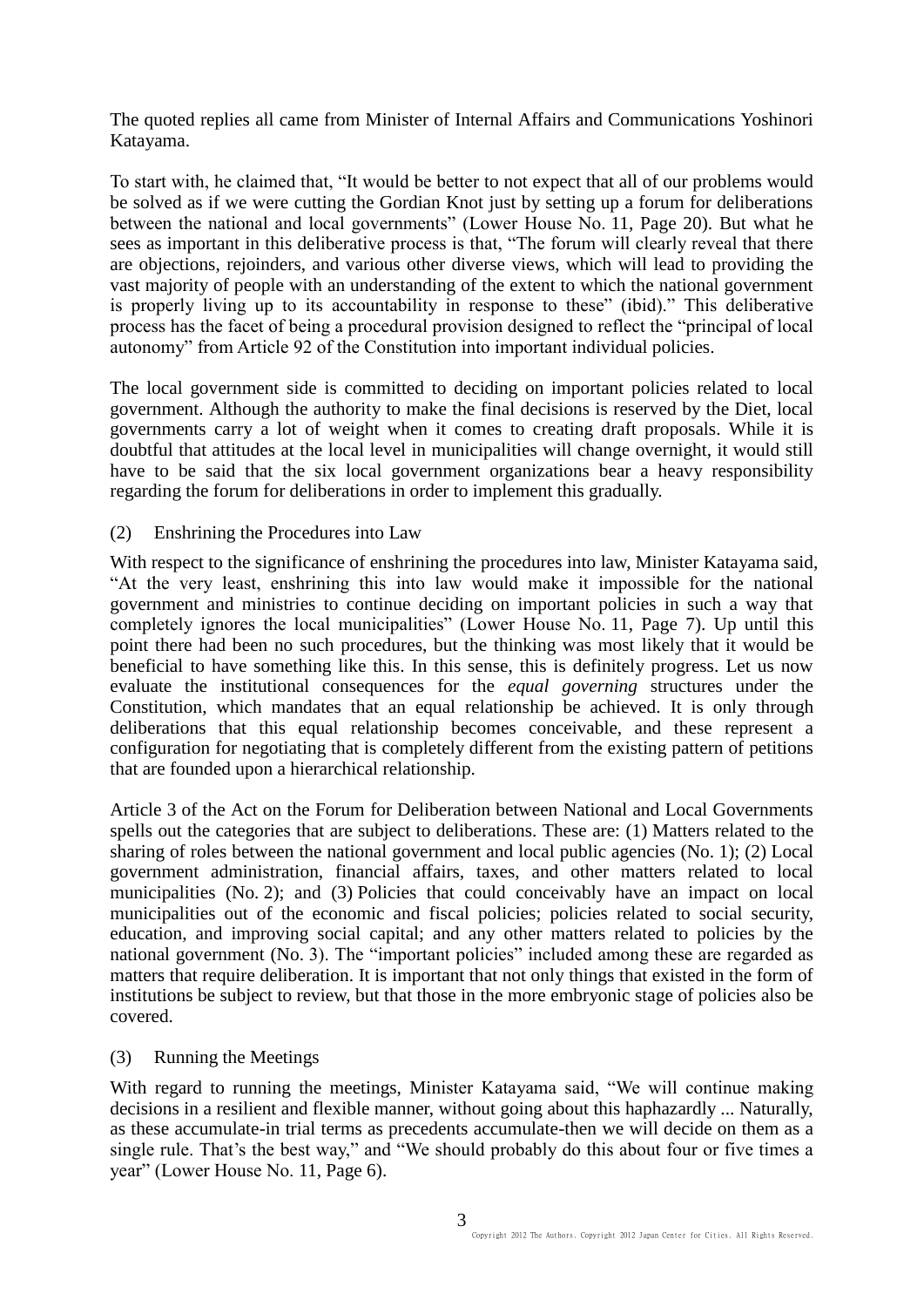The quoted replies all came from Minister of Internal Affairs and Communications Yoshinori Katayama.

To start with, he claimed that, "It would be better to not expect that all of our problems would be solved as if we were cutting the Gordian Knot just by setting up a forum for deliberations between the national and local governments" (Lower House No. 11, Page 20). But what he sees as important in this deliberative process is that, "The forum will clearly reveal that there are objections, rejoinders, and various other diverse views, which will lead to providing the vast majority of people with an understanding of the extent to which the national government is properly living up to its accountability in response to these" (ibid)." This deliberative process has the facet of being a procedural provision designed to reflect the "principal of local autonomy" from Article 92 of the Constitution into important individual policies.

The local government side is committed to deciding on important policies related to local government. Although the authority to make the final decisions is reserved by the Diet, local governments carry a lot of weight when it comes to creating draft proposals. While it is doubtful that attitudes at the local level in municipalities will change overnight, it would still have to be said that the six local government organizations bear a heavy responsibility regarding the forum for deliberations in order to implement this gradually.

### (2) Enshrining the Procedures into Law

With respect to the significance of enshrining the procedures into law, Minister Katayama said, "At the very least, enshrining this into law would make it impossible for the national government and ministries to continue deciding on important policies in such a way that completely ignores the local municipalities" (Lower House No. 11, Page 7). Up until this point there had been no such procedures, but the thinking was most likely that it would be beneficial to have something like this. In this sense, this is definitely progress. Let us now evaluate the institutional consequences for the *equal governing* structures under the Constitution, which mandates that an equal relationship be achieved. It is only through deliberations that this equal relationship becomes conceivable, and these represent a configuration for negotiating that is completely different from the existing pattern of petitions that are founded upon a hierarchical relationship.

Article 3 of the Act on the Forum for Deliberation between National and Local Governments spells out the categories that are subject to deliberations. These are: (1) Matters related to the sharing of roles between the national government and local public agencies (No. 1); (2) Local government administration, financial affairs, taxes, and other matters related to local municipalities (No. 2); and (3) Policies that could conceivably have an impact on local municipalities out of the economic and fiscal policies; policies related to social security, education, and improving social capital; and any other matters related to policies by the national government (No. 3). The "important policies" included among these are regarded as matters that require deliberation. It is important that not only things that existed in the form of institutions be subject to review, but that those in the more embryonic stage of policies also be covered.

### (3) Running the Meetings

With regard to running the meetings, Minister Katayama said, "We will continue making decisions in a resilient and flexible manner, without going about this haphazardly ... Naturally, as these accumulate-in trial terms as precedents accumulate-then we will decide on them as a single rule. That's the best way," and "We should probably do this about four or five times a year" (Lower House No. 11, Page 6).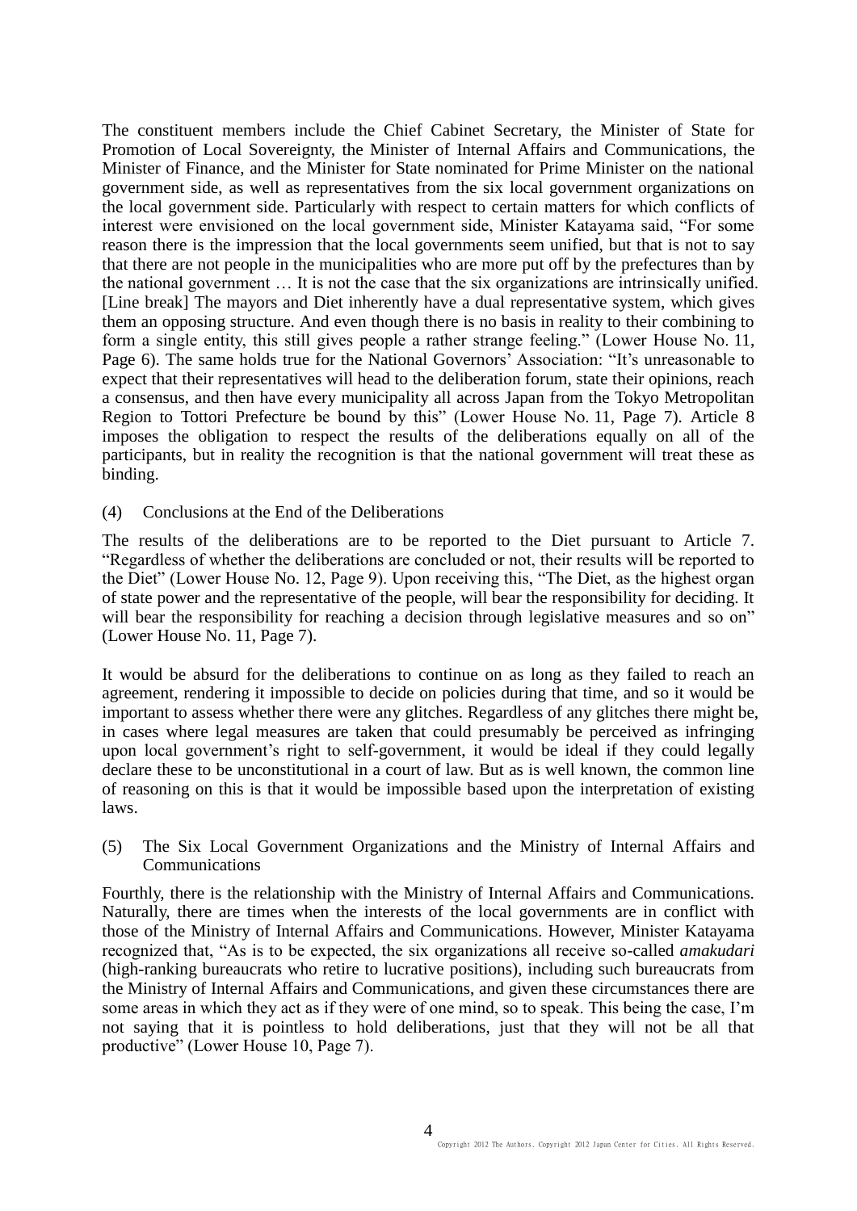The constituent members include the Chief Cabinet Secretary, the Minister of State for Promotion of Local Sovereignty, the Minister of Internal Affairs and Communications, the Minister of Finance, and the Minister for State nominated for Prime Minister on the national government side, as well as representatives from the six local government organizations on the local government side. Particularly with respect to certain matters for which conflicts of interest were envisioned on the local government side, Minister Katayama said, "For some reason there is the impression that the local governments seem unified, but that is not to say that there are not people in the municipalities who are more put off by the prefectures than by the national government … It is not the case that the six organizations are intrinsically unified. [Line break] The mayors and Diet inherently have a dual representative system, which gives them an opposing structure. And even though there is no basis in reality to their combining to form a single entity, this still gives people a rather strange feeling." (Lower House No. 11, Page 6). The same holds true for the National Governors' Association: "It's unreasonable to expect that their representatives will head to the deliberation forum, state their opinions, reach a consensus, and then have every municipality all across Japan from the Tokyo Metropolitan Region to Tottori Prefecture be bound by this" (Lower House No. 11, Page 7). Article 8 imposes the obligation to respect the results of the deliberations equally on all of the participants, but in reality the recognition is that the national government will treat these as binding.

### (4) Conclusions at the End of the Deliberations

The results of the deliberations are to be reported to the Diet pursuant to Article 7. "Regardless of whether the deliberations are concluded or not, their results will be reported to the Diet" (Lower House No. 12, Page 9). Upon receiving this, "The Diet, as the highest organ of state power and the representative of the people, will bear the responsibility for deciding. It will bear the responsibility for reaching a decision through legislative measures and so on" (Lower House No. 11, Page 7).

It would be absurd for the deliberations to continue on as long as they failed to reach an agreement, rendering it impossible to decide on policies during that time, and so it would be important to assess whether there were any glitches. Regardless of any glitches there might be, in cases where legal measures are taken that could presumably be perceived as infringing upon local government's right to self-government, it would be ideal if they could legally declare these to be unconstitutional in a court of law. But as is well known, the common line of reasoning on this is that it would be impossible based upon the interpretation of existing laws.

### (5) The Six Local Government Organizations and the Ministry of Internal Affairs and Communications

Fourthly, there is the relationship with the Ministry of Internal Affairs and Communications. Naturally, there are times when the interests of the local governments are in conflict with those of the Ministry of Internal Affairs and Communications. However, Minister Katayama recognized that, "As is to be expected, the six organizations all receive so-called *amakudari* (high-ranking bureaucrats who retire to lucrative positions), including such bureaucrats from the Ministry of Internal Affairs and Communications, and given these circumstances there are some areas in which they act as if they were of one mind, so to speak. This being the case, I'm not saying that it is pointless to hold deliberations, just that they will not be all that productive" (Lower House 10, Page 7).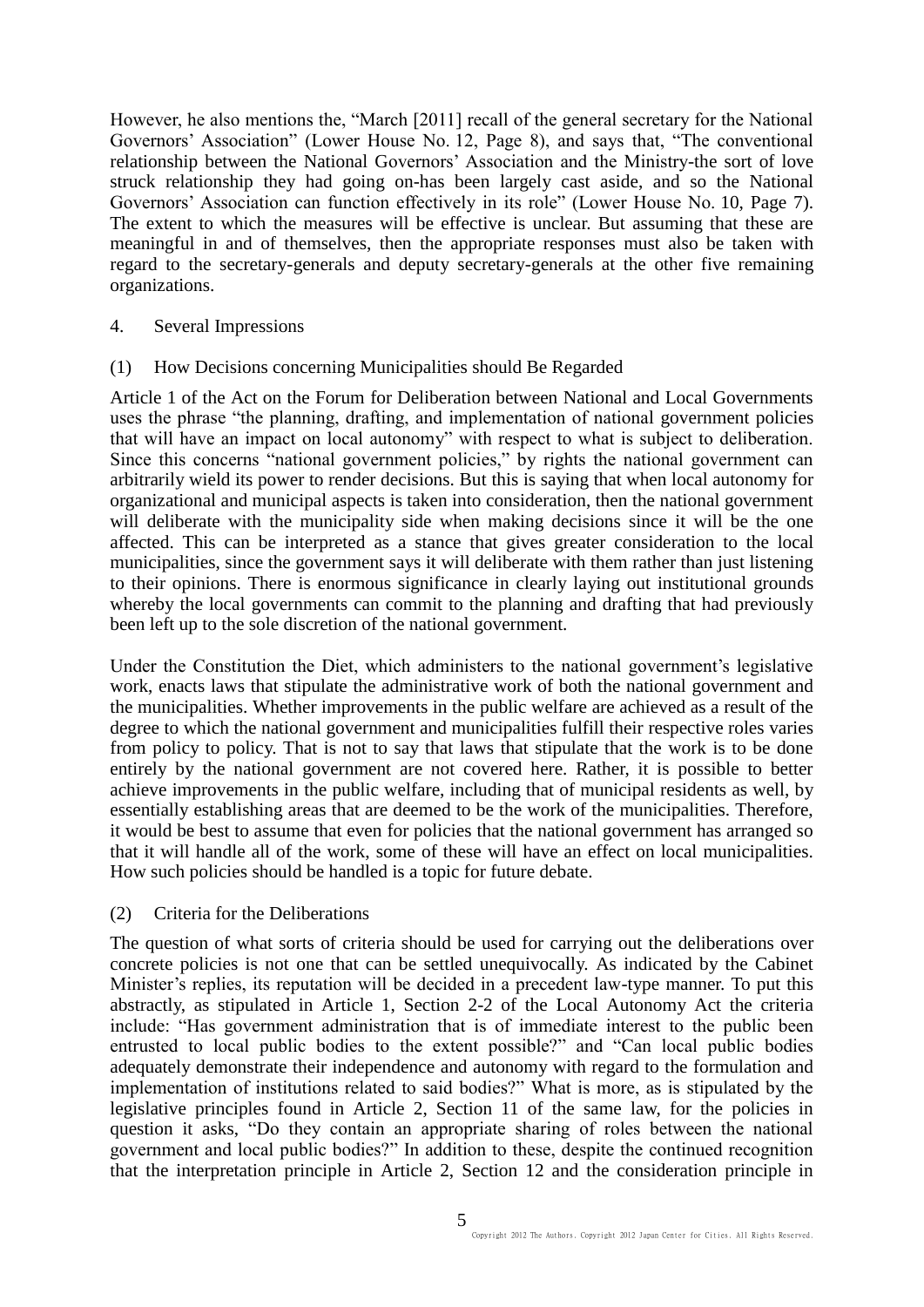However, he also mentions the, "March [2011] recall of the general secretary for the National Governors' Association" (Lower House No. 12, Page 8), and says that, "The conventional relationship between the National Governors' Association and the Ministry-the sort of love struck relationship they had going on-has been largely cast aside, and so the National Governors' Association can function effectively in its role" (Lower House No. 10, Page 7). The extent to which the measures will be effective is unclear. But assuming that these are meaningful in and of themselves, then the appropriate responses must also be taken with regard to the secretary-generals and deputy secretary-generals at the other five remaining organizations.

## 4. Several Impressions

### (1) How Decisions concerning Municipalities should Be Regarded

Article 1 of the Act on the Forum for Deliberation between National and Local Governments uses the phrase "the planning, drafting, and implementation of national government policies that will have an impact on local autonomy" with respect to what is subject to deliberation. Since this concerns "national government policies," by rights the national government can arbitrarily wield its power to render decisions. But this is saying that when local autonomy for organizational and municipal aspects is taken into consideration, then the national government will deliberate with the municipality side when making decisions since it will be the one affected. This can be interpreted as a stance that gives greater consideration to the local municipalities, since the government says it will deliberate with them rather than just listening to their opinions. There is enormous significance in clearly laying out institutional grounds whereby the local governments can commit to the planning and drafting that had previously been left up to the sole discretion of the national government.

Under the Constitution the Diet, which administers to the national government's legislative work, enacts laws that stipulate the administrative work of both the national government and the municipalities. Whether improvements in the public welfare are achieved as a result of the degree to which the national government and municipalities fulfill their respective roles varies from policy to policy. That is not to say that laws that stipulate that the work is to be done entirely by the national government are not covered here. Rather, it is possible to better achieve improvements in the public welfare, including that of municipal residents as well, by essentially establishing areas that are deemed to be the work of the municipalities. Therefore, it would be best to assume that even for policies that the national government has arranged so that it will handle all of the work, some of these will have an effect on local municipalities. How such policies should be handled is a topic for future debate.

### (2) Criteria for the Deliberations

The question of what sorts of criteria should be used for carrying out the deliberations over concrete policies is not one that can be settled unequivocally. As indicated by the Cabinet Minister's replies, its reputation will be decided in a precedent law-type manner. To put this abstractly, as stipulated in Article 1, Section 2-2 of the Local Autonomy Act the criteria include: "Has government administration that is of immediate interest to the public been entrusted to local public bodies to the extent possible?" and "Can local public bodies adequately demonstrate their independence and autonomy with regard to the formulation and implementation of institutions related to said bodies?" What is more, as is stipulated by the legislative principles found in Article 2, Section 11 of the same law, for the policies in question it asks, "Do they contain an appropriate sharing of roles between the national government and local public bodies?" In addition to these, despite the continued recognition that the interpretation principle in Article 2, Section 12 and the consideration principle in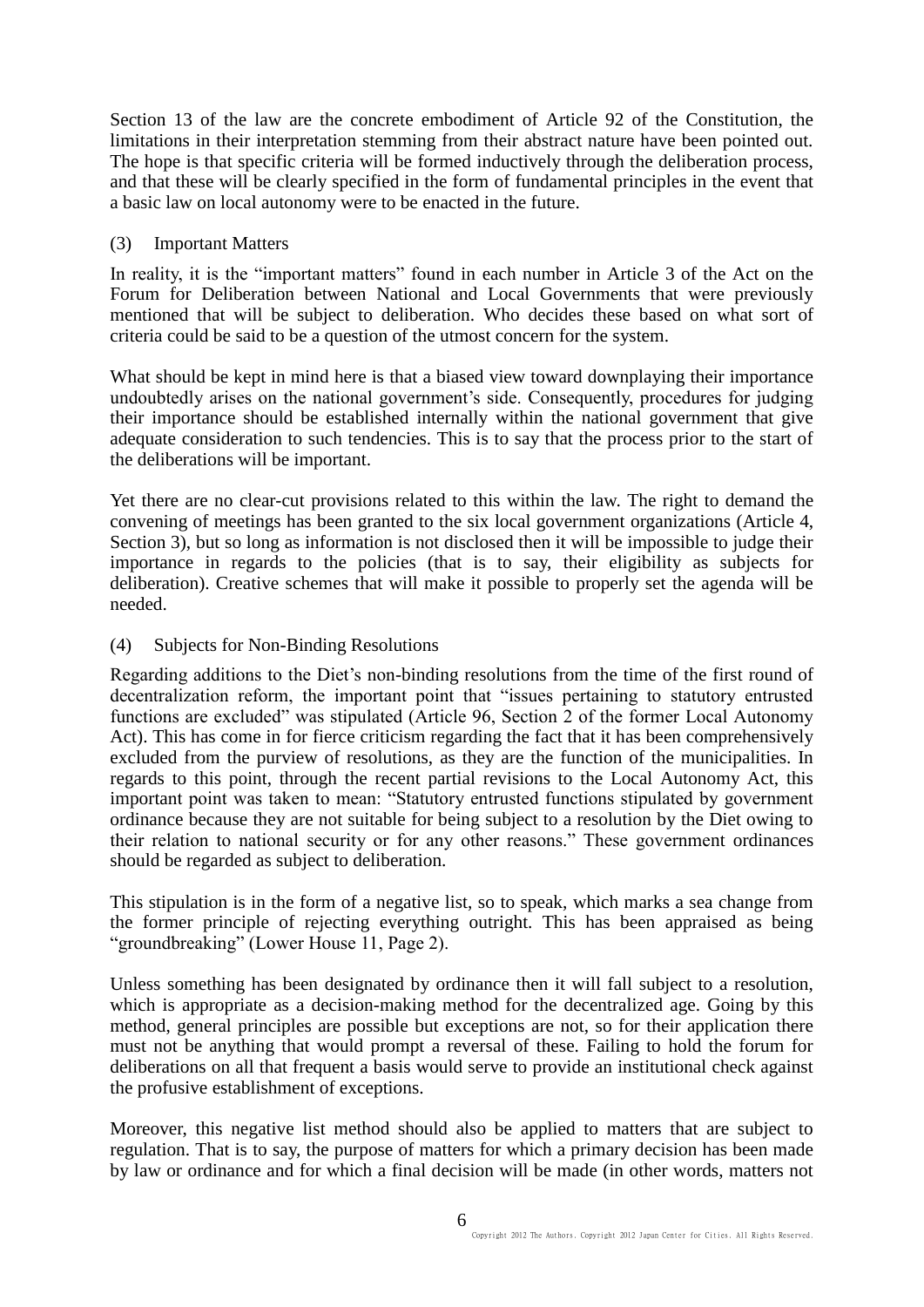Section 13 of the law are the concrete embodiment of Article 92 of the Constitution, the limitations in their interpretation stemming from their abstract nature have been pointed out. The hope is that specific criteria will be formed inductively through the deliberation process, and that these will be clearly specified in the form of fundamental principles in the event that a basic law on local autonomy were to be enacted in the future.

### (3) Important Matters

In reality, it is the "important matters" found in each number in Article 3 of the Act on the Forum for Deliberation between National and Local Governments that were previously mentioned that will be subject to deliberation. Who decides these based on what sort of criteria could be said to be a question of the utmost concern for the system.

What should be kept in mind here is that a biased view toward downplaying their importance undoubtedly arises on the national government's side. Consequently, procedures for judging their importance should be established internally within the national government that give adequate consideration to such tendencies. This is to say that the process prior to the start of the deliberations will be important.

Yet there are no clear-cut provisions related to this within the law. The right to demand the convening of meetings has been granted to the six local government organizations (Article 4, Section 3), but so long as information is not disclosed then it will be impossible to judge their importance in regards to the policies (that is to say, their eligibility as subjects for deliberation). Creative schemes that will make it possible to properly set the agenda will be needed.

### (4) Subjects for Non-Binding Resolutions

Regarding additions to the Diet's non-binding resolutions from the time of the first round of decentralization reform, the important point that "issues pertaining to statutory entrusted functions are excluded" was stipulated (Article 96, Section 2 of the former Local Autonomy Act). This has come in for fierce criticism regarding the fact that it has been comprehensively excluded from the purview of resolutions, as they are the function of the municipalities. In regards to this point, through the recent partial revisions to the Local Autonomy Act, this important point was taken to mean: "Statutory entrusted functions stipulated by government ordinance because they are not suitable for being subject to a resolution by the Diet owing to their relation to national security or for any other reasons." These government ordinances should be regarded as subject to deliberation.

This stipulation is in the form of a negative list, so to speak, which marks a sea change from the former principle of rejecting everything outright. This has been appraised as being "groundbreaking" (Lower House 11, Page 2).

Unless something has been designated by ordinance then it will fall subject to a resolution, which is appropriate as a decision-making method for the decentralized age. Going by this method, general principles are possible but exceptions are not, so for their application there must not be anything that would prompt a reversal of these. Failing to hold the forum for deliberations on all that frequent a basis would serve to provide an institutional check against the profusive establishment of exceptions.

Moreover, this negative list method should also be applied to matters that are subject to regulation. That is to say, the purpose of matters for which a primary decision has been made by law or ordinance and for which a final decision will be made (in other words, matters not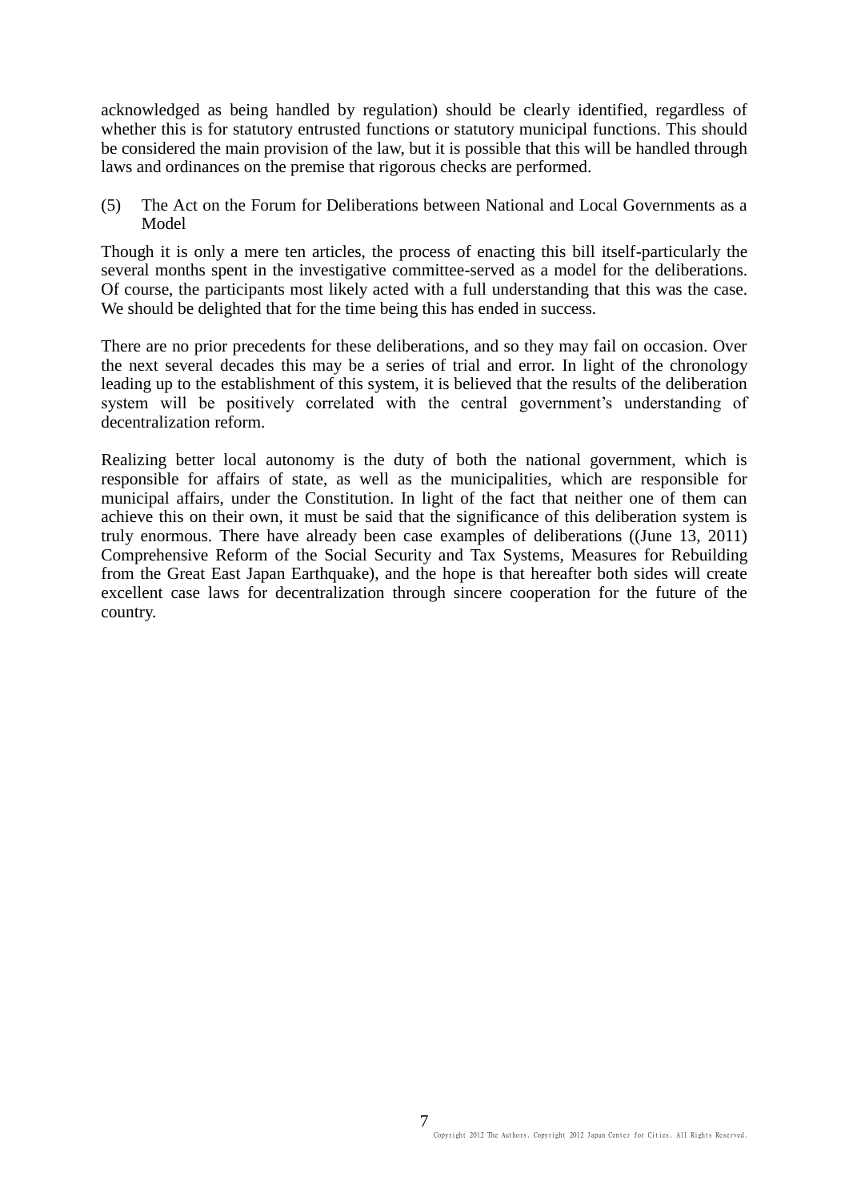acknowledged as being handled by regulation) should be clearly identified, regardless of whether this is for statutory entrusted functions or statutory municipal functions. This should be considered the main provision of the law, but it is possible that this will be handled through laws and ordinances on the premise that rigorous checks are performed.

(5) The Act on the Forum for Deliberations between National and Local Governments as a Model

Though it is only a mere ten articles, the process of enacting this bill itself-particularly the several months spent in the investigative committee-served as a model for the deliberations. Of course, the participants most likely acted with a full understanding that this was the case. We should be delighted that for the time being this has ended in success.

There are no prior precedents for these deliberations, and so they may fail on occasion. Over the next several decades this may be a series of trial and error. In light of the chronology leading up to the establishment of this system, it is believed that the results of the deliberation system will be positively correlated with the central government's understanding of decentralization reform.

Realizing better local autonomy is the duty of both the national government, which is responsible for affairs of state, as well as the municipalities, which are responsible for municipal affairs, under the Constitution. In light of the fact that neither one of them can achieve this on their own, it must be said that the significance of this deliberation system is truly enormous. There have already been case examples of deliberations ((June 13, 2011) Comprehensive Reform of the Social Security and Tax Systems, Measures for Rebuilding from the Great East Japan Earthquake), and the hope is that hereafter both sides will create excellent case laws for decentralization through sincere cooperation for the future of the country.